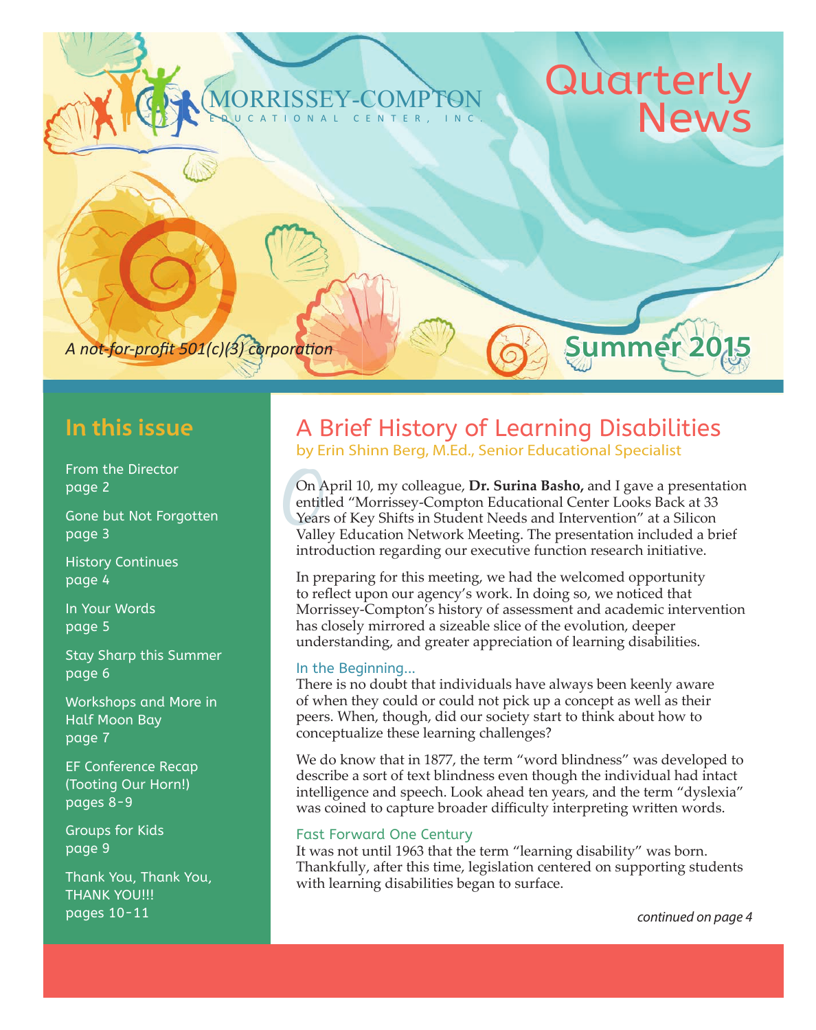MORRISSEY-COMPTON

EDUCATIONAL CENTER, INC.

# Quarterly News

*A not-for-profit 501(c)(3) corporation*

**Summer 2015**

## In this issue

From the Director
page 2

Gone but Not Forgotten
page 3

History Continues
page 4

In Your Words
page 5

Stay Sharp this Summer
page 6

Workshops and More in Half Moon Bay
page 7

EF Conference Recap (Tooting Our Horn!)
pages 8-9

Groups for Kids
page 9

Thank You, Thank You, THANK YOU!!!
pages 10-11

## A Brief History of Learning Disabilities

by Erin Shinn Berg, M.Ed., Senior Educational Specialist

On April 10, my colleague, **Dr. Surina Basho,** and I gave a presentation entitled "Morrissey-Compton Educational Center Looks Back at 33 Years of Key Shifts in Student Needs and Intervention" at a Silicon Valley Education Network Meeting. The presentation included a brief introduction regarding our executive function research initiative.

In preparing for this meeting, we had the welcomed opportunity to reflect upon our agency's work. In doing so, we noticed that Morrissey-Compton's history of assessment and academic intervention has closely mirrored a sizeable slice of the evolution, deeper understanding, and greater appreciation of learning disabilities.

### In the Beginning...

There is no doubt that individuals have always been keenly aware of when they could or could not pick up a concept as well as their peers. When, though, did our society start to think about how to conceptualize these learning challenges?

We do know that in 1877, the term "word blindness" was developed to describe a sort of text blindness even though the individual had intact intelligence and speech. Look ahead ten years, and the term "dyslexia" was coined to capture broader difficulty interpreting written words.

### Fast Forward One Century

It was not until 1963 that the term "learning disability" was born. Thankfully, after this time, legislation centered on supporting students with learning disabilities began to surface.

*continued on page 4*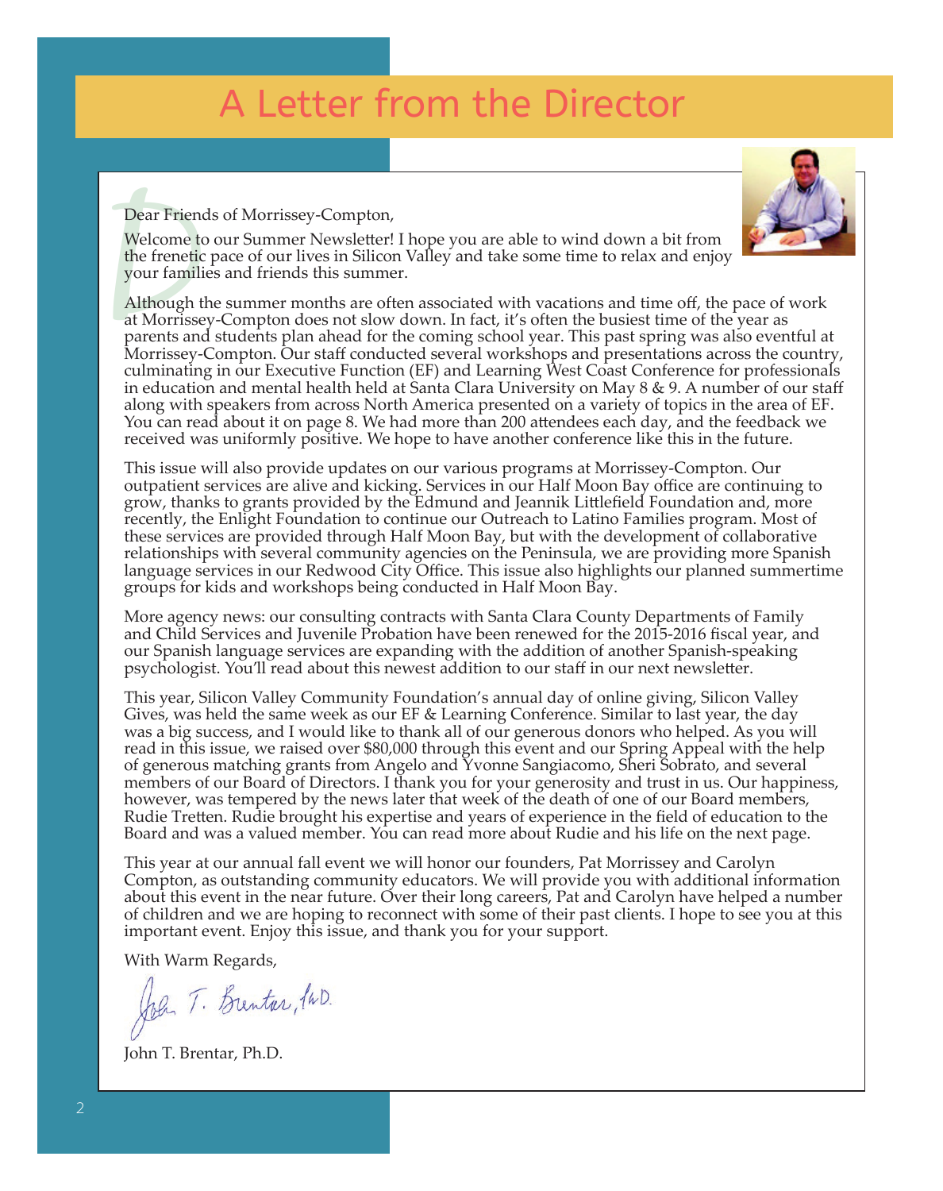# A Letter from the Director

Dear Friends of Morrissey-Compton,

Welcome to our Summer Newsletter! I hope you are able to wind down a bit from the frenetic pace of our lives in Silicon Valley and take some time to relax and enjoy your families and friends this summer.

Although the summer months are often associated with vacations and time off, the pace of work at Morrissey-Compton does not slow down. In fact, it's often the busiest time of the year as parents and students plan ahead for the coming school year. This past spring was also eventful at Morrissey-Compton. Our staff conducted several workshops and presentations across the country, culminating in our Executive Function (EF) and Learning West Coast Conference for professionals in education and mental health held at Santa Clara University on May 8 & 9. A number of our staff along with speakers from across North America presented on a variety of topics in the area of EF. You can read about it on page 8. We had more than 200 attendees each day, and the feedback we received was uniformly positive. We hope to have another conference like this in the future.

This issue will also provide updates on our various programs at Morrissey-Compton. Our outpatient services are alive and kicking. Services in our Half Moon Bay office are continuing to grow, thanks to grants provided by the Edmund and Jeannik Littlefield Foundation and, more recently, the Enlight Foundation to continue our Outreach to Latino Families program. Most of these services are provided through Half Moon Bay, but with the development of collaborative relationships with several community agencies on the Peninsula, we are providing more Spanish language services in our Redwood City Office. This issue also highlights our planned summertime groups for kids and workshops being conducted in Half Moon Bay.

More agency news: our consulting contracts with Santa Clara County Departments of Family and Child Services and Juvenile Probation have been renewed for the 2015-2016 fiscal year, and our Spanish language services are expanding with the addition of another Spanish-speaking psychologist. You'll read about this newest addition to our staff in our next newsletter.

This year, Silicon Valley Community Foundation's annual day of online giving, Silicon Valley Gives, was held the same week as our EF & Learning Conference. Similar to last year, the day was a big success, and I would like to thank all of our generous donors who helped. As you will read in this issue, we raised over $80,000 through this event and our Spring Appeal with the help of generous matching grants from Angelo and Yvonne Sangiacomo, Sheri Sobrato, and several members of our Board of Directors. I thank you for your generosity and trust in us. Our happiness, however, was tempered by the news later that week of the death of one of our Board members, Rudie Tretten. Rudie brought his expertise and years of experience in the field of education to the Board and was a valued member. You can read more about Rudie and his life on the next page.

This year at our annual fall event we will honor our founders, Pat Morrissey and Carolyn Compton, as outstanding community educators. We will provide you with additional information about this event in the near future. Over their long careers, Pat and Carolyn have helped a number of children and we are hoping to reconnect with some of their past clients. I hope to see you at this important event. Enjoy this issue, and thank you for your support.

With Warm Regards,

John T. Brentar, Ph.D.

John T. Brentar, Ph.D.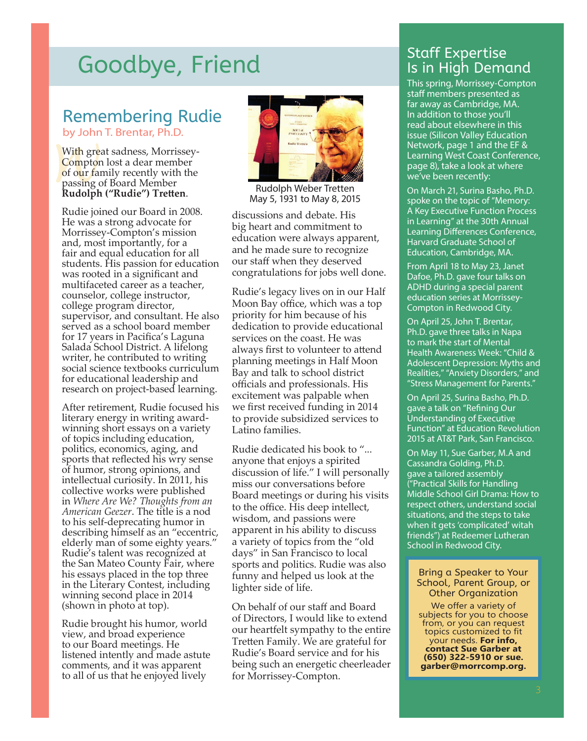# Goodbye, Friend

## Remembering Rudie

by John T. Brentar, Ph.D.

With great sadness, Morrissey-Compton lost a dear member of our family recently with the passing of Board Member **Rudolph ("Rudie") Tretten**.

Rudie joined our Board in 2008. He was a strong advocate for Morrissey-Compton's mission and, most importantly, for a fair and equal education for all students. His passion for education was rooted in a significant and multifaceted career as a teacher, counselor, college instructor, college program director, supervisor, and consultant. He also served as a school board member for 17 years in Pacifica's Laguna Salada School District. A lifelong writer, he contributed to writing social science textbooks curriculum for educational leadership and research on project-based learning.

After retirement, Rudie focused his literary energy in writing award-winning short essays on a variety of topics including education, politics, economics, aging, and sports that reflected his wry sense of humor, strong opinions, and intellectual curiosity. In 2011, his collective works were published in *Where Are We? Thoughts from an American Geezer*. The title is a nod to his self-deprecating humor in describing himself as an "eccentric, elderly man of some eighty years." Rudie's talent was recognized at the San Mateo County Fair, where his essays placed in the top three in the Literary Contest, including winning second place in 2014 (shown in photo at top).

Rudie brought his humor, world view, and broad experience to our Board meetings. He listened intently and made astute comments, and it was apparent to all of us that he enjoyed lively discussions and debate. His big heart and commitment to education were always apparent, and he made sure to recognize our staff when they deserved congratulations for jobs well done.

Rudolph Weber Tretten
May 5, 1931 to May 8, 2015

Rudie's legacy lives on in our Half Moon Bay office, which was a top priority for him because of his dedication to provide educational services on the coast. He was always first to volunteer to attend planning meetings in Half Moon Bay and talk to school district officials and professionals. His excitement was palpable when we first received funding in 2014 to provide subsidized services to Latino families.

Rudie dedicated his book to "... anyone that enjoys a spirited discussion of life." I will personally miss our conversations before Board meetings or during his visits to the office. His deep intellect, wisdom, and passions were apparent in his ability to discuss a variety of topics from the "old days" in San Francisco to local sports and politics. Rudie was also funny and helped us look at the lighter side of life.

On behalf of our staff and Board of Directors, I would like to extend our heartfelt sympathy to the entire Tretten Family. We are grateful for Rudie's Board service and for his being such an energetic cheerleader for Morrissey-Compton.

## Staff Expertise Is in High Demand

This spring, Morrissey-Compton staff members presented as far away as Cambridge, MA. In addition to those you'll read about elsewhere in this issue (Silicon Valley Education Network, page 1 and the EF & Learning West Coast Conference, page 8), take a look at where we've been recently:

On March 21, Surina Basho, Ph.D. spoke on the topic of "Memory: A Key Executive Function Process in Learning" at the 30th Annual Learning Differences Conference, Harvard Graduate School of Education, Cambridge, MA.

From April 18 to May 23, Janet Dafoe, Ph.D. gave four talks on ADHD during a special parent education series at Morrissey-Compton in Redwood City.

On April 25, John T. Brentar, Ph.D. gave three talks in Napa to mark the start of Mental Health Awareness Week: "Child & Adolescent Depression: Myths and Realities," "Anxiety Disorders," and "Stress Management for Parents."

On April 25, Surina Basho, Ph.D. gave a talk on "Refining Our Understanding of Executive Function" at Education Revolution 2015 at AT&T Park, San Francisco.

On May 11, Sue Garber, M.A and Cassandra Golding, Ph.D. gave a tailored assembly ("Practical Skills for Handling Middle School Girl Drama: How to respect others, understand social situations, and the steps to take when it gets 'complicated' witah friends") at Redeemer Lutheran School in Redwood City.

### Bring a Speaker to Your School, Parent Group, or Other Organization

We offer a variety of subjects for you to choose from, or you can request topics customized to fit your needs. **For info, contact Sue Garber at (650) 322-5910 or sue.garber@morrcomp.org.**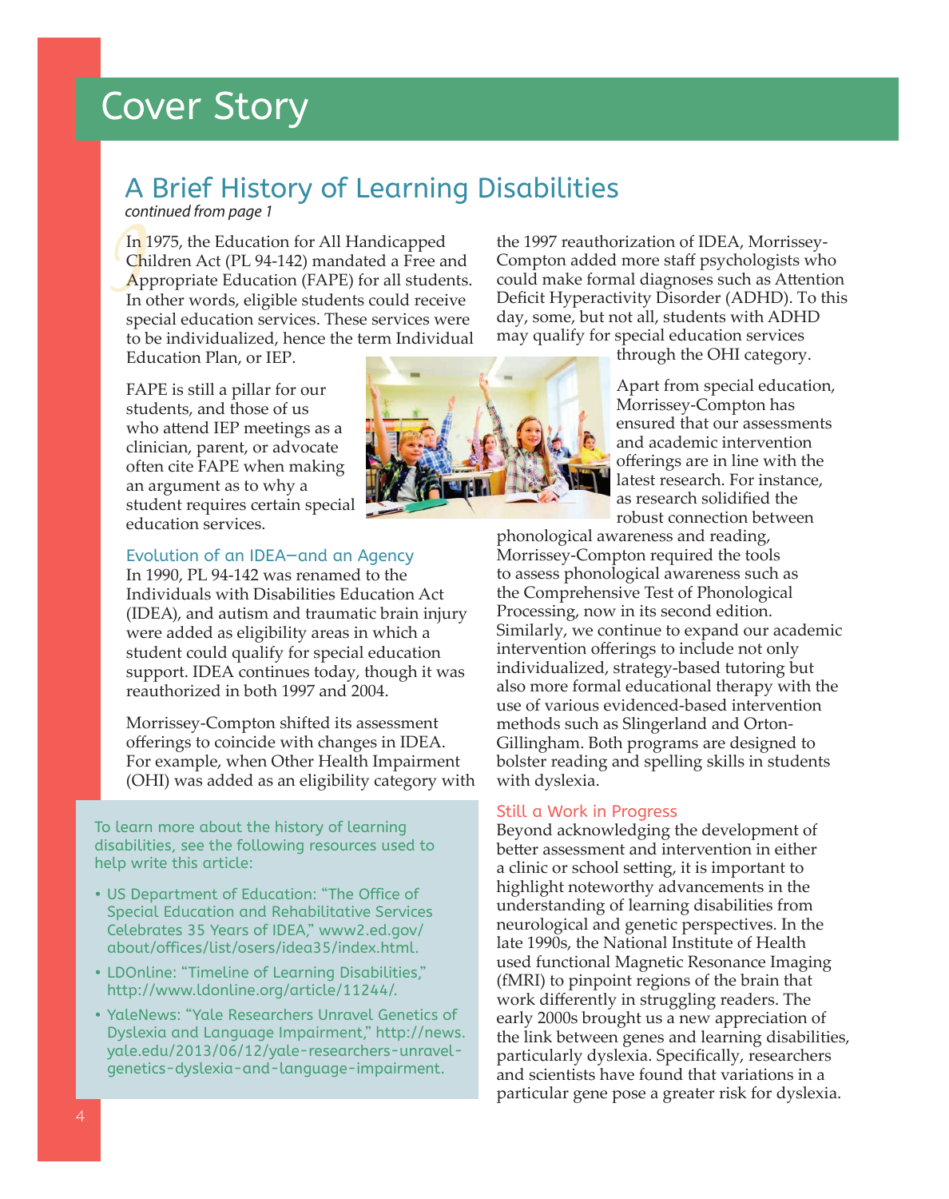# Cover Story

## A Brief History of Learning Disabilities

*continued from page 1*

In 1975, the Education for All Handicapped Children Act (PL 94-142) mandated a Free and Appropriate Education (FAPE) for all students. In other words, eligible students could receive special education services. These services were to be individualized, hence the term Individual Education Plan, or IEP.

FAPE is still a pillar for our students, and those of us who attend IEP meetings as a clinician, parent, or advocate often cite FAPE when making an argument as to why a student requires certain special education services.

### Evolution of an IDEA—and an Agency

In 1990, PL 94-142 was renamed to the Individuals with Disabilities Education Act (IDEA), and autism and traumatic brain injury were added as eligibility areas in which a student could qualify for special education support. IDEA continues today, though it was reauthorized in both 1997 and 2004.

Morrissey-Compton shifted its assessment offerings to coincide with changes in IDEA. For example, when Other Health Impairment (OHI) was added as an eligibility category with the 1997 reauthorization of IDEA, Morrissey-Compton added more staff psychologists who could make formal diagnoses such as Attention Deficit Hyperactivity Disorder (ADHD). To this day, some, but not all, students with ADHD may qualify for special education services through the OHI category.

Apart from special education, Morrissey-Compton has ensured that our assessments and academic intervention offerings are in line with the latest research. For instance, as research solidified the robust connection between phonological awareness and reading, Morrissey-Compton required the tools to assess phonological awareness such as the Comprehensive Test of Phonological Processing, now in its second edition. Similarly, we continue to expand our academic intervention offerings to include not only individualized, strategy-based tutoring but also more formal educational therapy with the use of various evidenced-based intervention methods such as Slingerland and Orton-Gillingham. Both programs are designed to bolster reading and spelling skills in students with dyslexia.

### Still a Work in Progress

Beyond acknowledging the development of better assessment and intervention in either a clinic or school setting, it is important to highlight noteworthy advancements in the understanding of learning disabilities from neurological and genetic perspectives. In the late 1990s, the National Institute of Health used functional Magnetic Resonance Imaging (fMRI) to pinpoint regions of the brain that work differently in struggling readers. The early 2000s brought us a new appreciation of the link between genes and learning disabilities, particularly dyslexia. Specifically, researchers and scientists have found that variations in a particular gene pose a greater risk for dyslexia.

---

To learn more about the history of learning disabilities, see the following resources used to help write this article:

- US Department of Education: "The Office of Special Education and Rehabilitative Services Celebrates 35 Years of IDEA," www2.ed.gov/about/offices/list/osers/idea35/index.html.
- LDOnline: "Timeline of Learning Disabilities," http://www.ldonline.org/article/11244/.
- YaleNews: "Yale Researchers Unravel Genetics of Dyslexia and Language Impairment," http://news.yale.edu/2013/06/12/yale-researchers-unravel-genetics-dyslexia-and-language-impairment.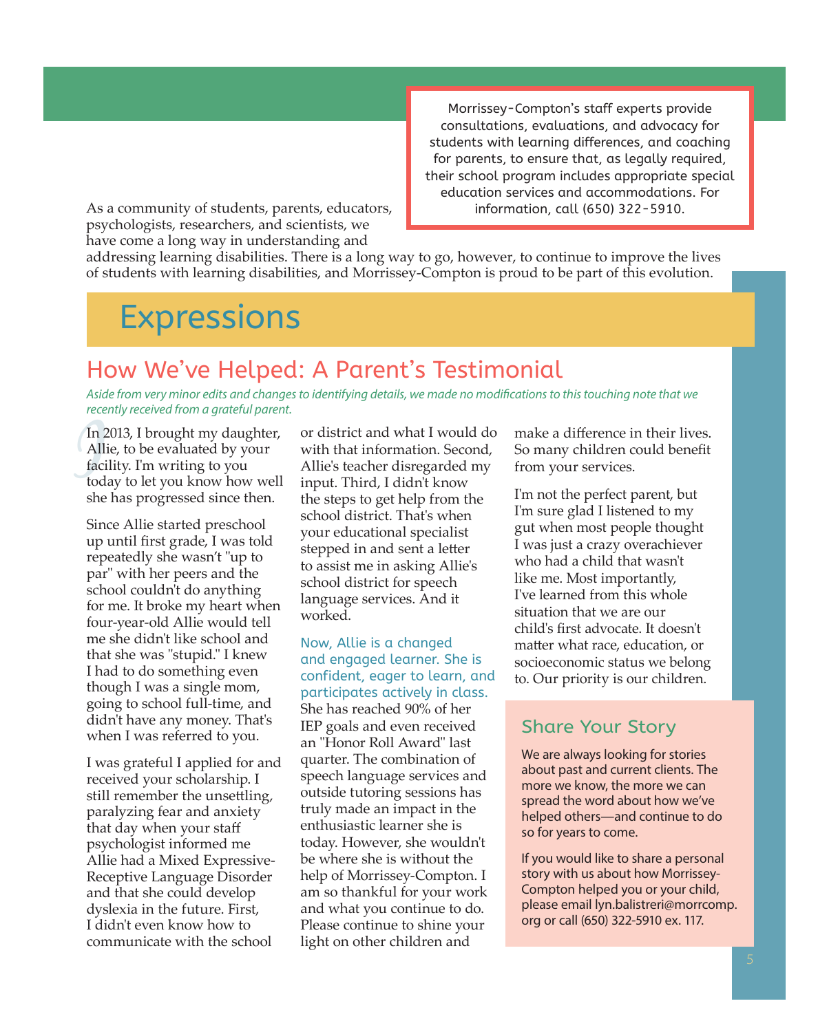Morrissey-Compton's staff experts provide consultations, evaluations, and advocacy for students with learning differences, and coaching for parents, to ensure that, as legally required, their school program includes appropriate special education services and accommodations. For information, call (650) 322-5910.

As a community of students, parents, educators, psychologists, researchers, and scientists, we have come a long way in understanding and addressing learning disabilities. There is a long way to go, however, to continue to improve the lives of students with learning disabilities, and Morrissey-Compton is proud to be part of this evolution.

# Expressions

## How We've Helped: A Parent's Testimonial

*Aside from very minor edits and changes to identifying details, we made no modifications to this touching note that we recently received from a grateful parent.*

In 2013, I brought my daughter, Allie, to be evaluated by your facility. I'm writing to you today to let you know how well she has progressed since then.

Since Allie started preschool up until first grade, I was told repeatedly she wasn't "up to par" with her peers and the school couldn't do anything for me. It broke my heart when four-year-old Allie would tell me she didn't like school and that she was "stupid." I knew I had to do something even though I was a single mom, going to school full-time, and didn't have any money. That's when I was referred to you.

I was grateful I applied for and received your scholarship. I still remember the unsettling, paralyzing fear and anxiety that day when your staff psychologist informed me Allie had a Mixed Expressive-Receptive Language Disorder and that she could develop dyslexia in the future. First, I didn't even know how to communicate with the school or district and what I would do with that information. Second, Allie's teacher disregarded my input. Third, I didn't know the steps to get help from the school district. That's when your educational specialist stepped in and sent a letter to assist me in asking Allie's school district for speech language services. And it worked.

Now, Allie is a changed and engaged learner. She is confident, eager to learn, and participates actively in class. She has reached 90% of her IEP goals and even received an "Honor Roll Award" last quarter. The combination of speech language services and outside tutoring sessions has truly made an impact in the enthusiastic learner she is today. However, she wouldn't be where she is without the help of Morrissey-Compton. I am so thankful for your work and what you continue to do. Please continue to shine your light on other children and make a difference in their lives. So many children could benefit from your services.

I'm not the perfect parent, but I'm sure glad I listened to my gut when most people thought I was just a crazy overachiever who had a child that wasn't like me. Most importantly, I've learned from this whole situation that we are our child's first advocate. It doesn't matter what race, education, or socioeconomic status we belong to. Our priority is our children.

### Share Your Story

We are always looking for stories about past and current clients. The more we know, the more we can spread the word about how we've helped others—and continue to do so for years to come.

If you would like to share a personal story with us about how Morrissey-Compton helped you or your child, please email lyn.balistreri@morrcomp.org or call (650) 322-5910 ex. 117.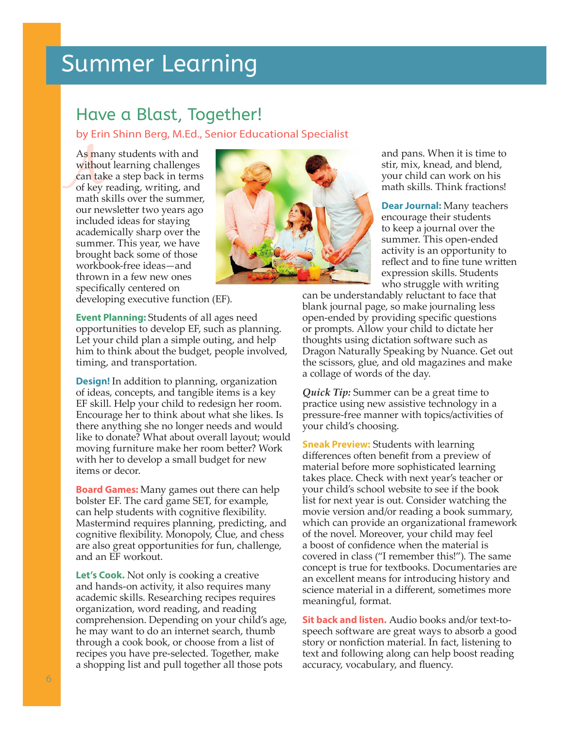# Summer Learning

## Have a Blast, Together!

by Erin Shinn Berg, M.Ed., Senior Educational Specialist

As many students with and without learning challenges can take a step back in terms of key reading, writing, and math skills over the summer, our newsletter two years ago included ideas for staying academically sharp over the summer. This year, we have brought back some of those workbook-free ideas—and thrown in a few new ones specifically centered on developing executive function (EF).

**Event Planning:** Students of all ages need opportunities to develop EF, such as planning. Let your child plan a simple outing, and help him to think about the budget, people involved, timing, and transportation.

**Design!** In addition to planning, organization of ideas, concepts, and tangible items is a key EF skill. Help your child to redesign her room. Encourage her to think about what she likes. Is there anything she no longer needs and would like to donate? What about overall layout; would moving furniture make her room better? Work with her to develop a small budget for new items or decor.

**Board Games:** Many games out there can help bolster EF. The card game SET, for example, can help students with cognitive flexibility. Mastermind requires planning, predicting, and cognitive flexibility. Monopoly, Clue, and chess are also great opportunities for fun, challenge, and an EF workout.

**Let's Cook.** Not only is cooking a creative and hands-on activity, it also requires many academic skills. Researching recipes requires organization, word reading, and reading comprehension. Depending on your child's age, he may want to do an internet search, thumb through a cook book, or choose from a list of recipes you have pre-selected. Together, make a shopping list and pull together all those pots and pans. When it is time to stir, mix, knead, and blend, your child can work on his math skills. Think fractions!

**Dear Journal:** Many teachers encourage their students to keep a journal over the summer. This open-ended activity is an opportunity to reflect and to fine tune written expression skills. Students who struggle with writing can be understandably reluctant to face that blank journal page, so make journaling less open-ended by providing specific questions or prompts. Allow your child to dictate her thoughts using dictation software such as Dragon Naturally Speaking by Nuance. Get out the scissors, glue, and old magazines and make a collage of words of the day.

***Quick Tip:*** Summer can be a great time to practice using new assistive technology in a pressure-free manner with topics/activities of your child's choosing.

**Sneak Preview:** Students with learning differences often benefit from a preview of material before more sophisticated learning takes place. Check with next year's teacher or your child's school website to see if the book list for next year is out. Consider watching the movie version and/or reading a book summary, which can provide an organizational framework of the novel. Moreover, your child may feel a boost of confidence when the material is covered in class ("I remember this!"). The same concept is true for textbooks. Documentaries are an excellent means for introducing history and science material in a different, sometimes more meaningful, format.

**Sit back and listen.** Audio books and/or text-to-speech software are great ways to absorb a good story or nonfiction material. In fact, listening to text and following along can help boost reading accuracy, vocabulary, and fluency.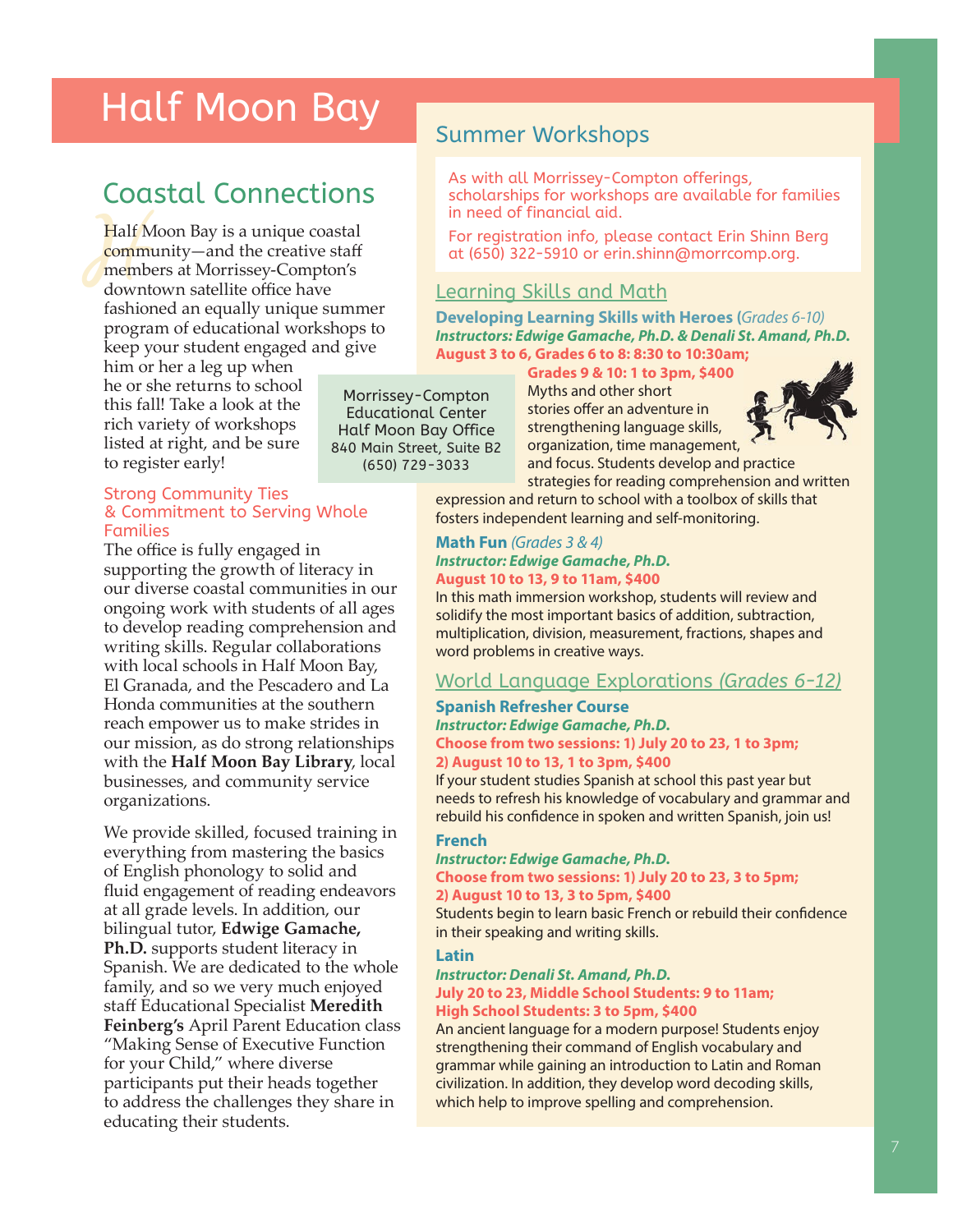# Half Moon Bay

## Coastal Connections

Half Moon Bay is a unique coastal community—and the creative staff members at Morrissey-Compton's downtown satellite office have fashioned an equally unique summer program of educational workshops to keep your student engaged and give him or her a leg up when he or she returns to school this fall! Take a look at the rich variety of workshops listed at right, and be sure to register early!

Morrissey-Compton Educational Center
Half Moon Bay Office
840 Main Street, Suite B2
(650) 729-3033

### Strong Community Ties & Commitment to Serving Whole Families

The office is fully engaged in supporting the growth of literacy in our diverse coastal communities in our ongoing work with students of all ages to develop reading comprehension and writing skills. Regular collaborations with local schools in Half Moon Bay, El Granada, and the Pescadero and La Honda communities at the southern reach empower us to make strides in our mission, as do strong relationships with the **Half Moon Bay Library**, local businesses, and community service organizations.

We provide skilled, focused training in everything from mastering the basics of English phonology to solid and fluid engagement of reading endeavors at all grade levels. In addition, our bilingual tutor, **Edwige Gamache, Ph.D.** supports student literacy in Spanish. We are dedicated to the whole family, and so we very much enjoyed staff Educational Specialist **Meredith Feinberg's** April Parent Education class "Making Sense of Executive Function for your Child," where diverse participants put their heads together to address the challenges they share in educating their students.

## Summer Workshops

As with all Morrissey-Compton offerings, scholarships for workshops are available for families in need of financial aid.

For registration info, please contact Erin Shinn Berg at (650) 322-5910 or erin.shinn@morrcomp.org.

### Learning Skills and Math

**Developing Learning Skills with Heroes** (*Grades 6-10*)
***Instructors: Edwige Gamache, Ph.D. & Denali St. Amand, Ph.D.***
**August 3 to 6, Grades 6 to 8: 8:30 to 10:30am;**
**Grades 9 & 10: 1 to 3pm, $400**
Myths and other short stories offer an adventure in strengthening language skills, organization, time management, and focus. Students develop and practice strategies for reading comprehension and written expression and return to school with a toolbox of skills that fosters independent learning and self-monitoring.

**Math Fun** *(Grades 3 & 4)*
***Instructor: Edwige Gamache, Ph.D.***
**August 10 to 13, 9 to 11am, $400**
In this math immersion workshop, students will review and solidify the most important basics of addition, subtraction, multiplication, division, measurement, fractions, shapes and word problems in creative ways.

### World Language Explorations *(Grades 6-12)*

**Spanish Refresher Course**
***Instructor: Edwige Gamache, Ph.D.***
**Choose from two sessions: 1) July 20 to 23, 1 to 3pm;**
**2) August 10 to 13, 1 to 3pm, $400**
If your student studies Spanish at school this past year but needs to refresh his knowledge of vocabulary and grammar and rebuild his confidence in spoken and written Spanish, join us!

**French**
***Instructor: Edwige Gamache, Ph.D.***
**Choose from two sessions: 1) July 20 to 23, 3 to 5pm;**
**2) August 10 to 13, 3 to 5pm, $400**
Students begin to learn basic French or rebuild their confidence in their speaking and writing skills.

**Latin**
***Instructor: Denali St. Amand, Ph.D.***
**July 20 to 23, Middle School Students: 9 to 11am;**
**High School Students: 3 to 5pm, $400**
An ancient language for a modern purpose! Students enjoy strengthening their command of English vocabulary and grammar while gaining an introduction to Latin and Roman civilization. In addition, they develop word decoding skills, which help to improve spelling and comprehension.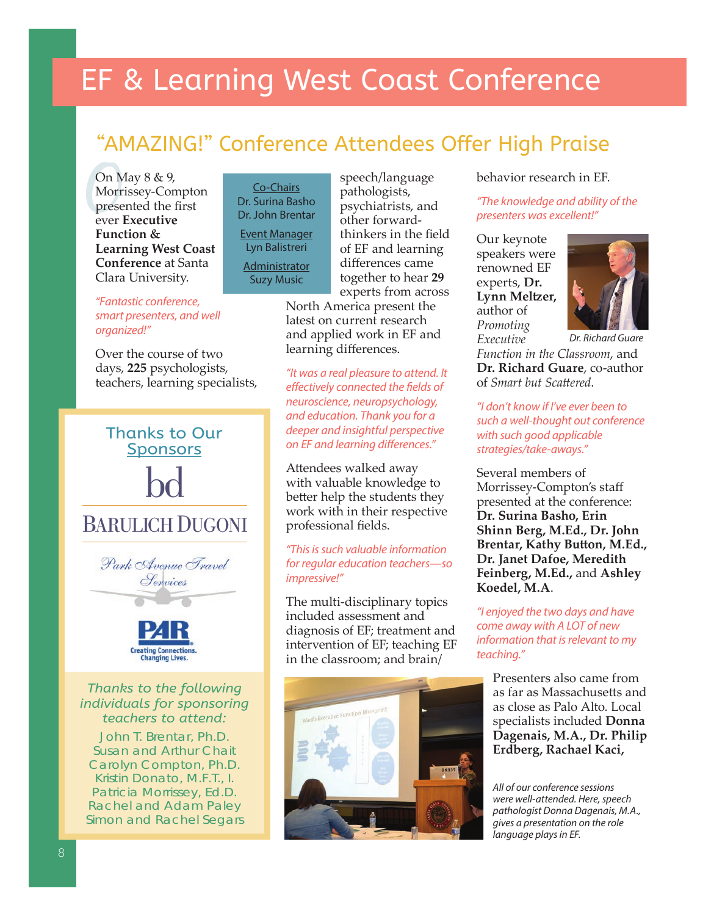# EF & Learning West Coast Conference

## "AMAZING!" Conference Attendees Offer High Praise

On May 8 & 9, Morrissey-Compton presented the first ever **Executive Function & Learning West Coast Conference** at Santa Clara University.

Co-Chairs
Dr. Surina Basho
Dr. John Brentar

Event Manager
Lyn Balistreri

Administrator
Suzy Music

*"Fantastic conference, smart presenters, and well organized!"*

Over the course of two days, **225** psychologists, teachers, learning specialists, speech/language pathologists, psychiatrists, and other forward-thinkers in the field of EF and learning differences came together to hear **29** experts from across North America present the latest on current research and applied work in EF and learning differences.

*"It was a real pleasure to attend. It effectively connected the fields of neuroscience, neuropsychology, and education. Thank you for a deeper and insightful perspective on EF and learning differences."*

Attendees walked away with valuable knowledge to better help the students they work with in their respective professional fields.

*"This is such valuable information for regular education teachers—so impressive!"*

The multi-disciplinary topics included assessment and diagnosis of EF; treatment and intervention of EF; teaching EF in the classroom; and brain/behavior research in EF.

*"The knowledge and ability of the presenters was excellent!"*

Our keynote speakers were renowned EF experts, **Dr. Lynn Meltzer,** author of *Promoting Executive Function in the Classroom*, and **Dr. Richard Guare**, co-author of *Smart but Scattered*.

Dr. Richard Guare

*"I don't know if I've ever been to such a well-thought out conference with such good applicable strategies/take-aways."*

Several members of Morrissey-Compton's staff presented at the conference: **Dr. Surina Basho, Erin Shinn Berg, M.Ed., Dr. John Brentar, Kathy Button, M.Ed., Dr. Janet Dafoe, Meredith Feinberg, M.Ed.,** and **Ashley Koedel, M.A**.

*"I enjoyed the two days and have come away with A LOT of new information that is relevant to my teaching."*

Presenters also came from as far as Massachusetts and as close as Palo Alto. Local specialists included **Donna Dagenais, M.A., Dr. Philip Erdberg, Rachael Kaci,**

*All of our conference sessions were well-attended. Here, speech pathologist Donna Dagenais, M.A., gives a presentation on the role language plays in EF.*

### Thanks to Our Sponsors

Barulich Dugoni

Park Avenue Travel Services

PAR — Creating Connections. Changing Lives.

*Thanks to the following individuals for sponsoring teachers to attend:*

John T. Brentar, Ph.D.
Susan and Arthur Chait
Carolyn Compton, Ph.D.
Kristin Donato, M.F.T., I.
Patricia Morrissey, Ed.D.
Rachel and Adam Paley
Simon and Rachel Segars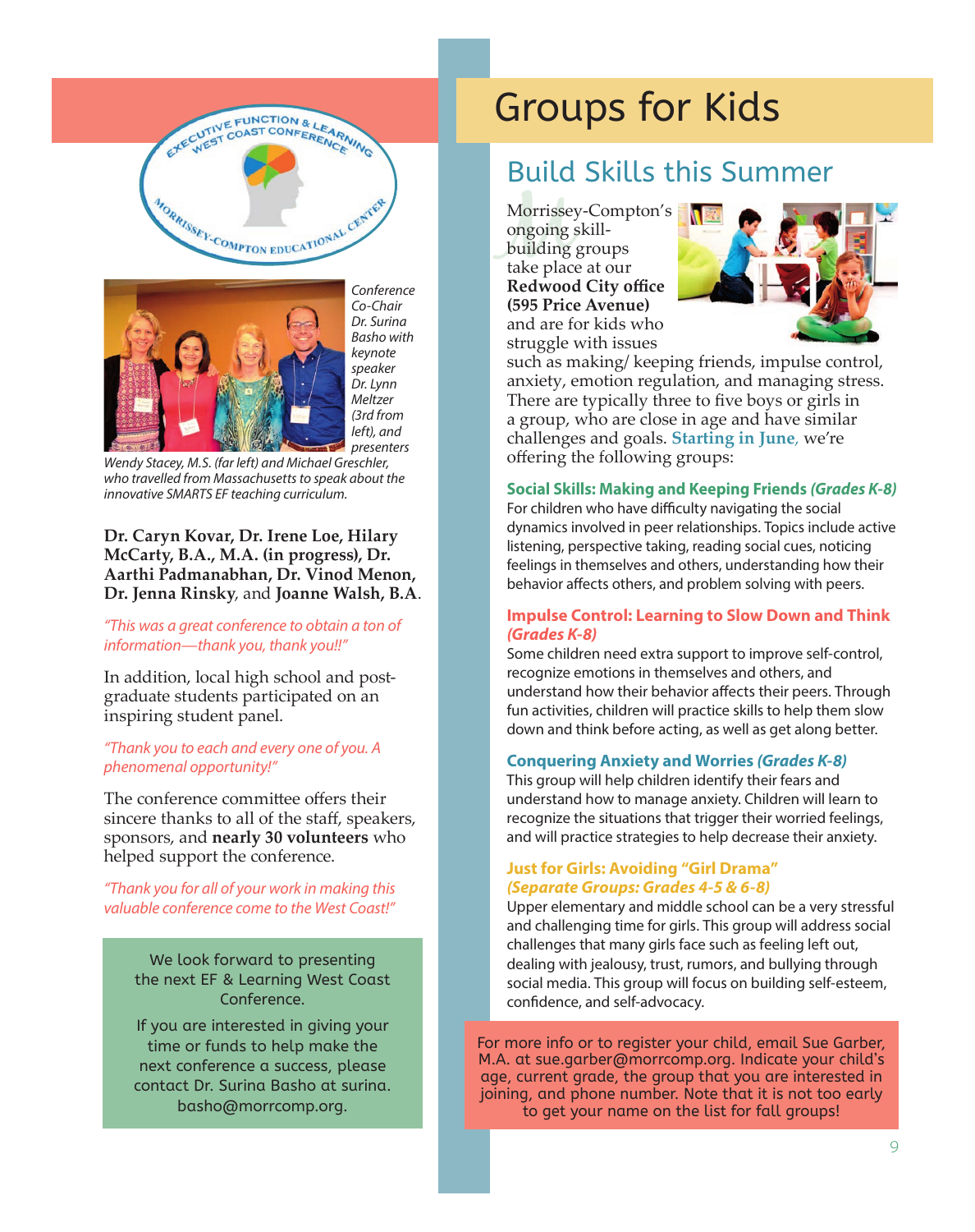Conference Co-Chair Dr. Surina Basho with keynote speaker Dr. Lynn Meltzer (3rd from left), and presenters Wendy Stacey, M.S. (far left) and Michael Greschler, who travelled from Massachusetts to speak about the innovative SMARTS EF teaching curriculum.

**Dr. Caryn Kovar, Dr. Irene Loe, Hilary McCarty, B.A., M.A. (in progress), Dr. Aarthi Padmanabhan, Dr. Vinod Menon, Dr. Jenna Rinsky**, and **Joanne Walsh, B.A**.

*"This was a great conference to obtain a ton of information—thank you, thank you!!"*

In addition, local high school and post-graduate students participated on an inspiring student panel.

*"Thank you to each and every one of you. A phenomenal opportunity!"*

The conference committee offers their sincere thanks to all of the staff, speakers, sponsors, and **nearly 30 volunteers** who helped support the conference.

*"Thank you for all of your work in making this valuable conference come to the West Coast!"*

We look forward to presenting the next EF & Learning West Coast Conference.

If you are interested in giving your time or funds to help make the next conference a success, please contact Dr. Surina Basho at surina.basho@morrcomp.org.

# Groups for Kids

## Build Skills this Summer

Morrissey-Compton's ongoing skill-building groups take place at our **Redwood City office (595 Price Avenue)** and are for kids who struggle with issues such as making/ keeping friends, impulse control, anxiety, emotion regulation, and managing stress. There are typically three to five boys or girls in a group, who are close in age and have similar challenges and goals. **Starting in June**, we're offering the following groups:

### Social Skills: Making and Keeping Friends *(Grades K-8)*

For children who have difficulty navigating the social dynamics involved in peer relationships. Topics include active listening, perspective taking, reading social cues, noticing feelings in themselves and others, understanding how their behavior affects others, and problem solving with peers.

### Impulse Control: Learning to Slow Down and Think *(Grades K-8)*

Some children need extra support to improve self-control, recognize emotions in themselves and others, and understand how their behavior affects their peers. Through fun activities, children will practice skills to help them slow down and think before acting, as well as get along better.

### Conquering Anxiety and Worries *(Grades K-8)*

This group will help children identify their fears and understand how to manage anxiety. Children will learn to recognize the situations that trigger their worried feelings, and will practice strategies to help decrease their anxiety.

### Just for Girls: Avoiding "Girl Drama" *(Separate Groups: Grades 4-5 & 6-8)*

Upper elementary and middle school can be a very stressful and challenging time for girls. This group will address social challenges that many girls face such as feeling left out, dealing with jealousy, trust, rumors, and bullying through social media. This group will focus on building self-esteem, confidence, and self-advocacy.

For more info or to register your child, email Sue Garber, M.A. at sue.garber@morrcomp.org. Indicate your child's age, current grade, the group that you are interested in joining, and phone number. Note that it is not too early to get your name on the list for fall groups!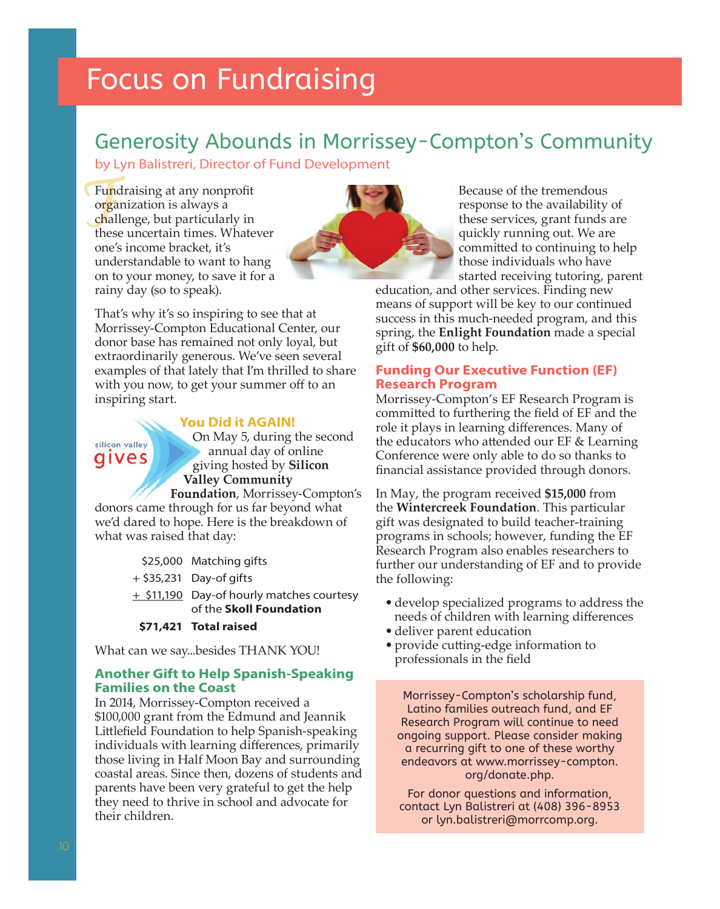# Focus on Fundraising

## Generosity Abounds in Morrissey-Compton's Community

by Lyn Balistreri, Director of Fund Development

Fundraising at any nonprofit organization is always a challenge, but particularly in these uncertain times. Whatever one's income bracket, it's understandable to want to hang on to your money, to save it for a rainy day (so to speak).

That's why it's so inspiring to see that at Morrissey-Compton Educational Center, our donor base has remained not only loyal, but extraordinarily generous. We've seen several examples of that lately that I'm thrilled to share with you now, to get your summer off to an inspiring start.

### You Did it AGAIN!

On May 5, during the second annual day of online giving hosted by **Silicon Valley Community Foundation**, Morrissey-Compton's donors came through for us far beyond what we'd dared to hope. Here is the breakdown of what was raised that day:

| | |
|---|---|
| $25,000 | Matching gifts |
| + $35,231 | Day-of gifts |
| + $11,190 | Day-of hourly matches courtesy of the **Skoll Foundation** |
| **$71,421** | **Total raised** |

What can we say...besides THANK YOU!

### Another Gift to Help Spanish-Speaking Families on the Coast

In 2014, Morrissey-Compton received a $100,000 grant from the Edmund and Jeannik Littlefield Foundation to help Spanish-speaking individuals with learning differences, primarily those living in Half Moon Bay and surrounding coastal areas. Since then, dozens of students and parents have been very grateful to get the help they need to thrive in school and advocate for their children.

Because of the tremendous response to the availability of these services, grant funds are quickly running out. We are committed to continuing to help those individuals who have started receiving tutoring, parent education, and other services. Finding new means of support will be key to our continued success in this much-needed program, and this spring, the **Enlight Foundation** made a special gift of **$60,000** to help.

### Funding Our Executive Function (EF) Research Program

Morrissey-Compton's EF Research Program is committed to furthering the field of EF and the role it plays in learning differences. Many of the educators who attended our EF & Learning Conference were only able to do so thanks to financial assistance provided through donors.

In May, the program received **$15,000** from the **Wintercreek Foundation**. This particular gift was designated to build teacher-training programs in schools; however, funding the EF Research Program also enables researchers to further our understanding of EF and to provide the following:

- develop specialized programs to address the needs of children with learning differences
- deliver parent education
- provide cutting-edge information to professionals in the field

Morrissey-Compton's scholarship fund, Latino families outreach fund, and EF Research Program will continue to need ongoing support. Please consider making a recurring gift to one of these worthy endeavors at www.morrissey-compton.org/donate.php.

For donor questions and information, contact Lyn Balistreri at (408) 396-8953 or lyn.balistreri@morrcomp.org.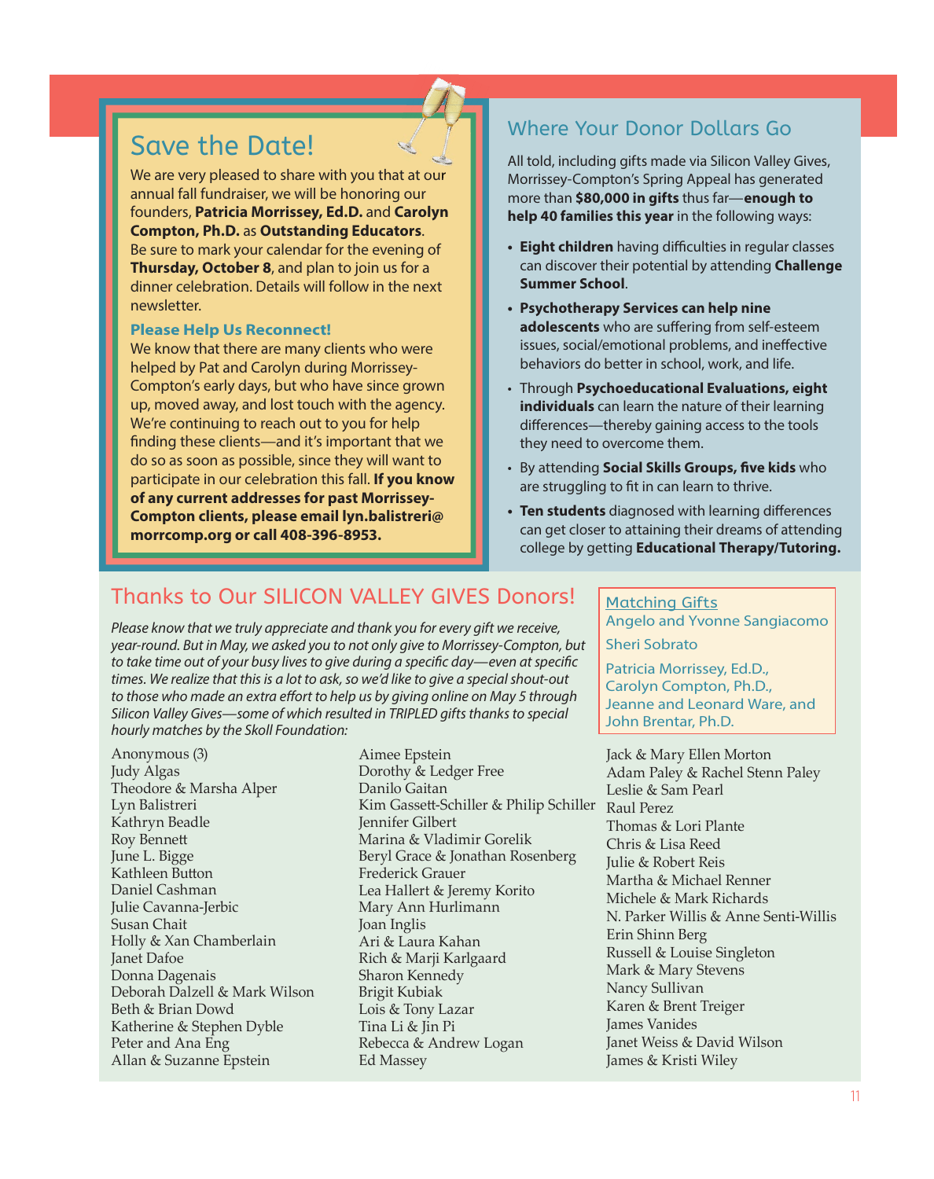## Save the Date!

We are very pleased to share with you that at our annual fall fundraiser, we will be honoring our founders, **Patricia Morrissey, Ed.D.** and **Carolyn Compton, Ph.D.** as **Outstanding Educators**. Be sure to mark your calendar for the evening of **Thursday, October 8**, and plan to join us for a dinner celebration. Details will follow in the next newsletter.

### Please Help Us Reconnect!

We know that there are many clients who were helped by Pat and Carolyn during Morrissey-Compton's early days, but who have since grown up, moved away, and lost touch with the agency. We're continuing to reach out to you for help finding these clients—and it's important that we do so as soon as possible, since they will want to participate in our celebration this fall. **If you know of any current addresses for past Morrissey-Compton clients, please email lyn.balistreri@morrcomp.org or call 408-396-8953.**

## Where Your Donor Dollars Go

All told, including gifts made via Silicon Valley Gives, Morrissey-Compton's Spring Appeal has generated more than **$80,000 in gifts** thus far—**enough to help 40 families this year** in the following ways:

- **Eight children** having difficulties in regular classes can discover their potential by attending **Challenge Summer School**.
- **Psychotherapy Services can help nine adolescents** who are suffering from self-esteem issues, social/emotional problems, and ineffective behaviors do better in school, work, and life.
- Through **Psychoeducational Evaluations, eight individuals** can learn the nature of their learning differences—thereby gaining access to the tools they need to overcome them.
- By attending **Social Skills Groups, five kids** who are struggling to fit in can learn to thrive.
- **Ten students** diagnosed with learning differences can get closer to attaining their dreams of attending college by getting **Educational Therapy/Tutoring.**

## Thanks to Our SILICON VALLEY GIVES Donors!

*Please know that we truly appreciate and thank you for every gift we receive, year-round. But in May, we asked you to not only give to Morrissey-Compton, but to take time out of your busy lives to give during a specific day—even at specific times. We realize that this is a lot to ask, so we'd like to give a special shout-out to those who made an extra effort to help us by giving online on May 5 through Silicon Valley Gives—some of which resulted in TRIPLED gifts thanks to special hourly matches by the Skoll Foundation:*

Anonymous (3)
Judy Algas
Theodore & Marsha Alper
Lyn Balistreri
Kathryn Beadle
Roy Bennett
June L. Bigge
Kathleen Button
Daniel Cashman
Julie Cavanna-Jerbic
Susan Chait
Holly & Xan Chamberlain
Janet Dafoe
Donna Dagenais
Deborah Dalzell & Mark Wilson
Beth & Brian Dowd
Katherine & Stephen Dyble
Peter and Ana Eng
Allan & Suzanne Epstein
Aimee Epstein
Dorothy & Ledger Free
Danilo Gaitan
Kim Gassett-Schiller & Philip Schiller
Jennifer Gilbert
Marina & Vladimir Gorelik
Beryl Grace & Jonathan Rosenberg
Frederick Grauer
Lea Hallert & Jeremy Korito
Mary Ann Hurlimann
Joan Inglis
Ari & Laura Kahan
Rich & Marji Karlgaard
Sharon Kennedy
Brigit Kubiak
Lois & Tony Lazar
Tina Li & Jin Pi
Rebecca & Andrew Logan
Ed Massey
Jack & Mary Ellen Morton
Adam Paley & Rachel Stenn Paley
Leslie & Sam Pearl
Raul Perez
Thomas & Lori Plante
Chris & Lisa Reed
Julie & Robert Reis
Martha & Michael Renner
Michele & Mark Richards
N. Parker Willis & Anne Senti-Willis
Erin Shinn Berg
Russell & Louise Singleton
Mark & Mary Stevens
Nancy Sullivan
Karen & Brent Treiger
James Vanides
Janet Weiss & David Wilson
James & Kristi Wiley

### Matching Gifts

Angelo and Yvonne Sangiacomo

Sheri Sobrato

Patricia Morrissey, Ed.D., Carolyn Compton, Ph.D., Jeanne and Leonard Ware, and John Brentar, Ph.D.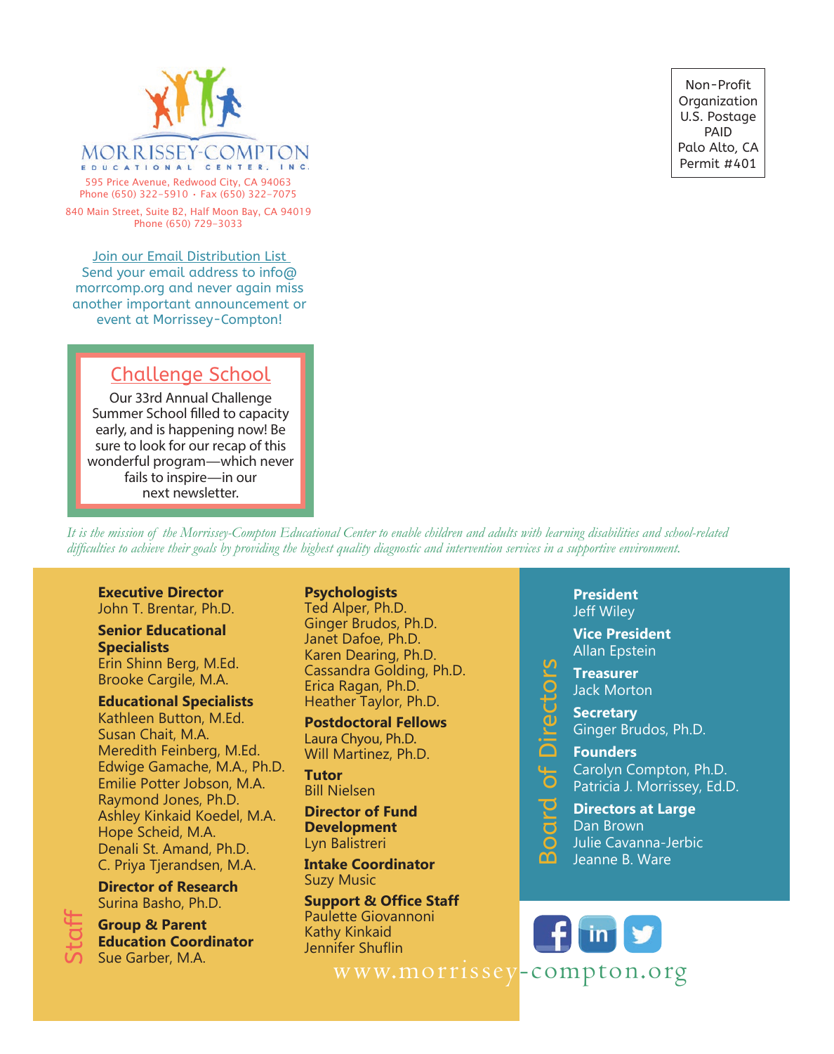MORRISSEY-COMPTON

EDUCATIONAL CENTER, INC.

595 Price Avenue, Redwood City, CA 94063
Phone (650) 322-5910 • Fax (650) 322-7075

840 Main Street, Suite B2, Half Moon Bay, CA 94019
Phone (650) 729-3033

Non-Profit Organization
U.S. Postage
PAID
Palo Alto, CA
Permit #401

Join our Email Distribution List
Send your email address to info@morrcomp.org and never again miss another important announcement or event at Morrissey-Compton!

## Challenge School

Our 33rd Annual Challenge Summer School filled to capacity early, and is happening now! Be sure to look for our recap of this wonderful program—which never fails to inspire—in our next newsletter.

*It is the mission of the Morrissey-Compton Educational Center to enable children and adults with learning disabilities and school-related difficulties to achieve their goals by providing the highest quality diagnostic and intervention services in a supportive environment.*

## Staff

**Executive Director**
John T. Brentar, Ph.D.

**Senior Educational Specialists**
Erin Shinn Berg, M.Ed.
Brooke Cargile, M.A.

**Educational Specialists**
Kathleen Button, M.Ed.
Susan Chait, M.A.
Meredith Feinberg, M.Ed.
Edwige Gamache, M.A., Ph.D.
Emilie Potter Jobson, M.A.
Raymond Jones, Ph.D.
Ashley Kinkaid Koedel, M.A.
Hope Scheid, M.A.
Denali St. Amand, Ph.D.
C. Priya Tjerandsen, M.A.

**Director of Research**
Surina Basho, Ph.D.

**Group & Parent Education Coordinator**
Sue Garber, M.A.

**Psychologists**
Ted Alper, Ph.D.
Ginger Brudos, Ph.D.
Janet Dafoe, Ph.D.
Karen Dearing, Ph.D.
Cassandra Golding, Ph.D.
Erica Ragan, Ph.D.
Heather Taylor, Ph.D.

**Postdoctoral Fellows**
Laura Chyou, Ph.D.
Will Martinez, Ph.D.

**Tutor**
Bill Nielsen

**Director of Fund Development**
Lyn Balistreri

**Intake Coordinator**
Suzy Music

**Support & Office Staff**
Paulette Giovannoni
Kathy Kinkaid
Jennifer Shuflin

## Board of Directors

**President**
Jeff Wiley

**Vice President**
Allan Epstein

**Treasurer**
Jack Morton

**Secretary**
Ginger Brudos, Ph.D.

**Founders**
Carolyn Compton, Ph.D.
Patricia J. Morrissey, Ed.D.

**Directors at Large**
Dan Brown
Julie Cavanna-Jerbic
Jeanne B. Ware

www.morrissey-compton.org